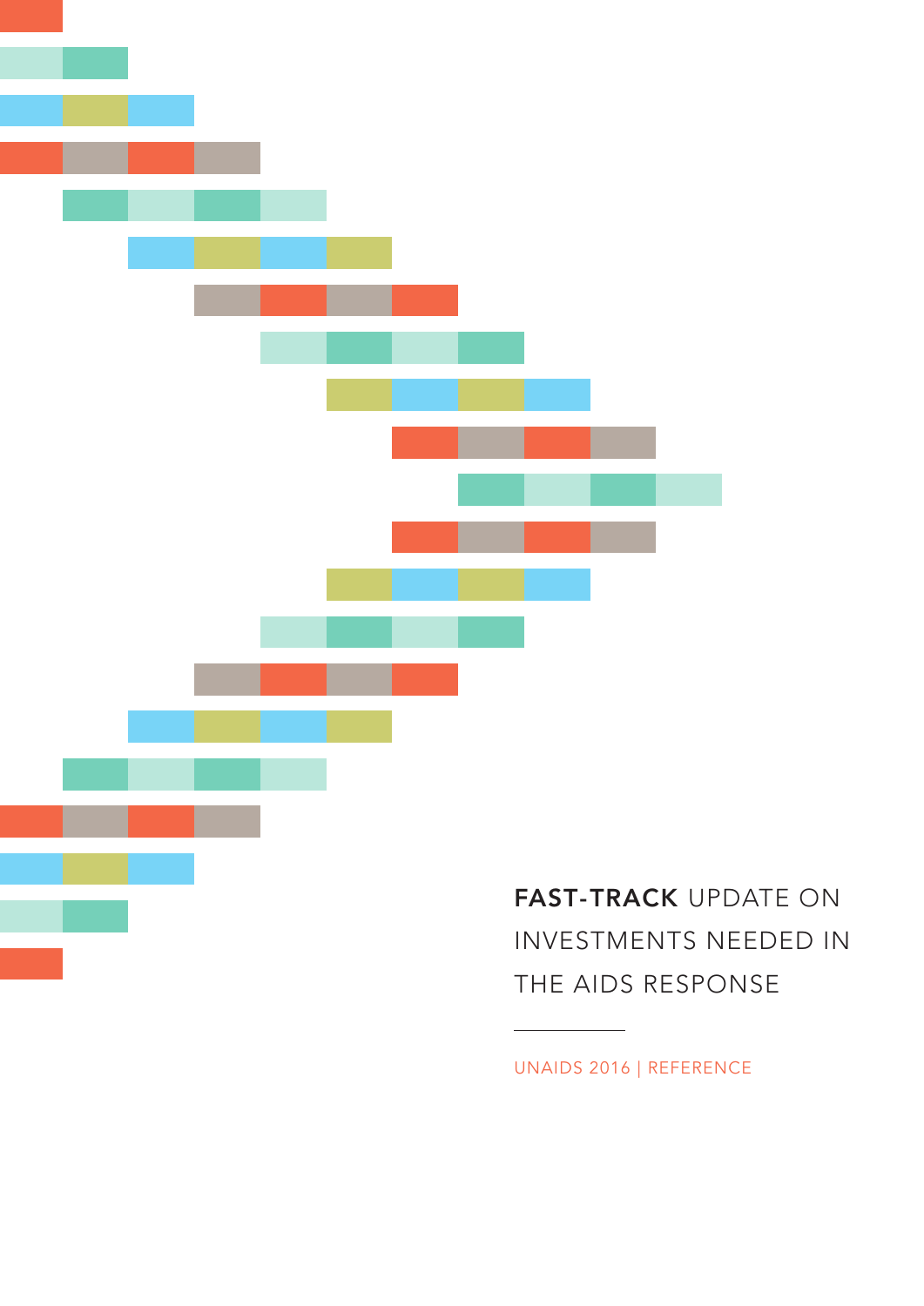# **FAST-TRACK** UPDATE ON INVESTMENTS NEEDED IN THE AIDS RESPONSE

UNAIDS 2016 | REFERENCE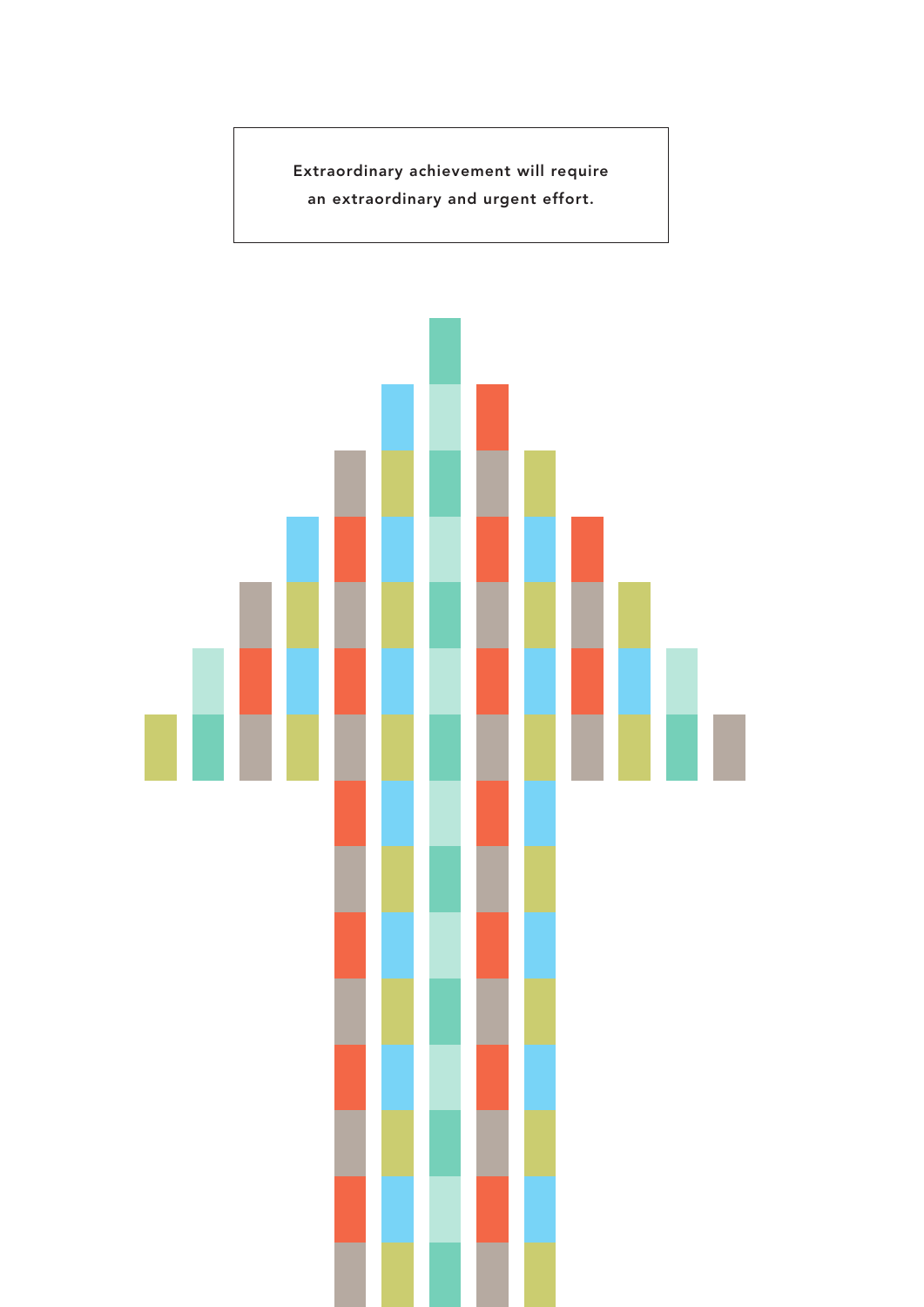Extraordinary achievement will require an extraordinary and urgent effort.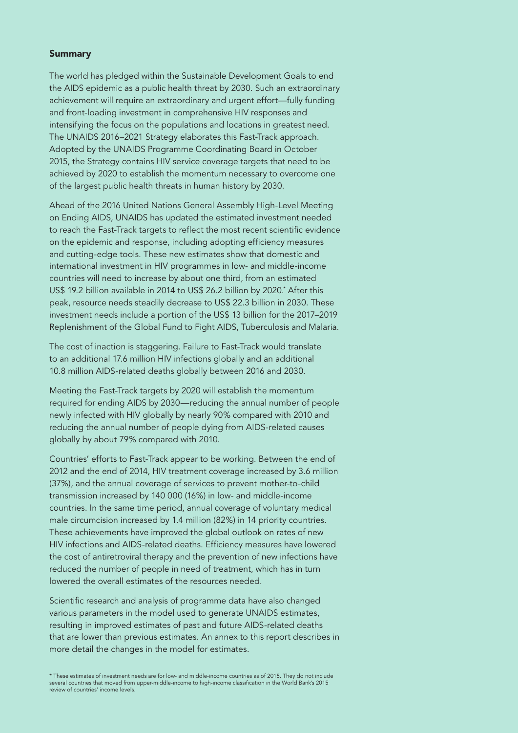## Summary

The world has pledged within the Sustainable Development Goals to end the AIDS epidemic as a public health threat by 2030. Such an extraordinary achievement will require an extraordinary and urgent effort—fully funding and front-loading investment in comprehensive HIV responses and intensifying the focus on the populations and locations in greatest need. The UNAIDS 2016–2021 Strategy elaborates this Fast-Track approach. Adopted by the UNAIDS Programme Coordinating Board in October 2015, the Strategy contains HIV service coverage targets that need to be achieved by 2020 to establish the momentum necessary to overcome one of the largest public health threats in human history by 2030.

Ahead of the 2016 United Nations General Assembly High-Level Meeting on Ending AIDS, UNAIDS has updated the estimated investment needed to reach the Fast-Track targets to reflect the most recent scientific evidence on the epidemic and response, including adopting efficiency measures and cutting-edge tools. These new estimates show that domestic and international investment in HIV programmes in low- and middle-income countries will need to increase by about one third, from an estimated US$ 19.2 billion available in 2014 to US$ 26.2 billion by 2020.* After this peak, resource needs steadily decrease to US$ 22.3 billion in 2030. These investment needs include a portion of the US$ 13 billion for the 2017–2019 Replenishment of the Global Fund to Fight AIDS, Tuberculosis and Malaria.

The cost of inaction is staggering. Failure to Fast-Track would translate to an additional 17.6 million HIV infections globally and an additional 10.8 million AIDS-related deaths globally between 2016 and 2030.

Meeting the Fast-Track targets by 2020 will establish the momentum required for ending AIDS by 2030—reducing the annual number of people newly infected with HIV globally by nearly 90% compared with 2010 and reducing the annual number of people dying from AIDS-related causes globally by about 79% compared with 2010.

Countries' efforts to Fast-Track appear to be working. Between the end of 2012 and the end of 2014, HIV treatment coverage increased by 3.6 million (37%), and the annual coverage of services to prevent mother-to-child transmission increased by 140 000 (16%) in low- and middle-income countries. In the same time period, annual coverage of voluntary medical male circumcision increased by 1.4 million (82%) in 14 priority countries. These achievements have improved the global outlook on rates of new HIV infections and AIDS-related deaths. Efficiency measures have lowered the cost of antiretroviral therapy and the prevention of new infections have reduced the number of people in need of treatment, which has in turn lowered the overall estimates of the resources needed.

Scientific research and analysis of programme data have also changed various parameters in the model used to generate UNAIDS estimates, resulting in improved estimates of past and future AIDS-related deaths that are lower than previous estimates. An annex to this report describes in more detail the changes in the model for estimates.

* These estimates of investment needs are for low- and middle-income countries as of 2015. They do not include several countries that moved from upper-middle-income to high-income classification in the World Bank's 2015 review of countries' income levels.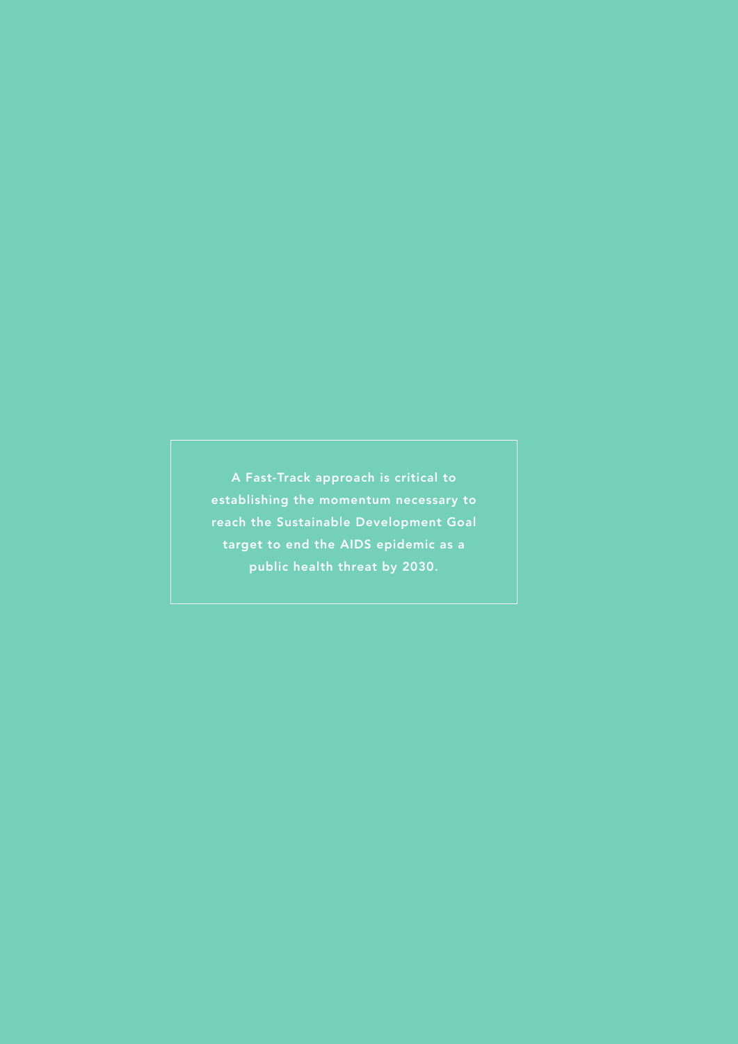A Fast-Track approach is critical to establishing the momentum necessary to reach the Sustainable Development Goal target to end the AIDS epidemic as a public health threat by 2030.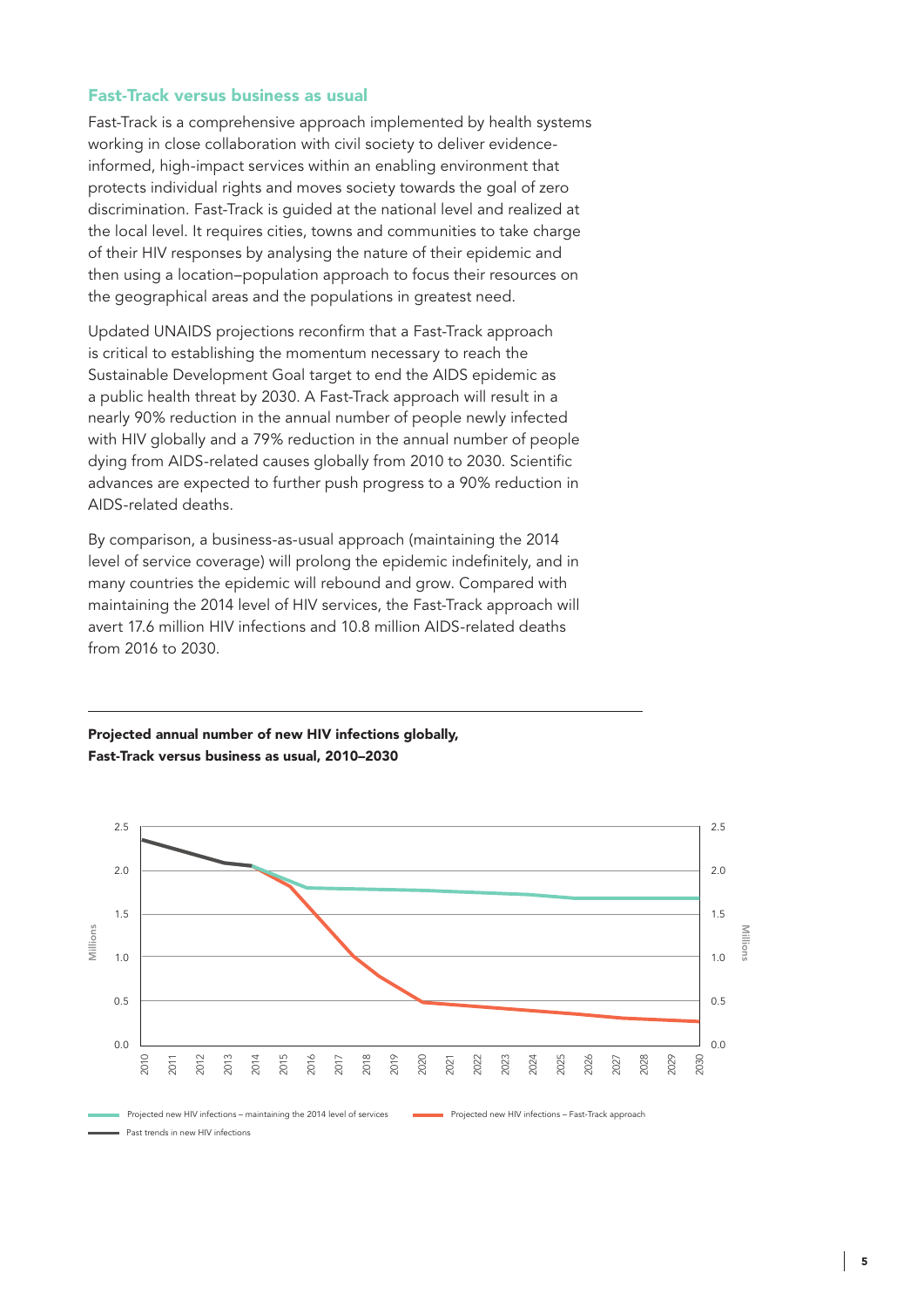## Fast-Track versus business as usual

Fast-Track is a comprehensive approach implemented by health systems working in close collaboration with civil society to deliver evidence-informed, high-impact services within an enabling environment that protects individual rights and moves society towards the goal of zero discrimination. Fast-Track is guided at the national level and realized at the local level. It requires cities, towns and communities to take charge of their HIV responses by analysing the nature of their epidemic and then using a location–population approach to focus their resources on the geographical areas and the populations in greatest need.

Updated UNAIDS projections reconfirm that a Fast-Track approach is critical to establishing the momentum necessary to reach the Sustainable Development Goal target to end the AIDS epidemic as a public health threat by 2030. A Fast-Track approach will result in a nearly 90% reduction in the annual number of people newly infected with HIV globally and a 79% reduction in the annual number of people dying from AIDS-related causes globally from 2010 to 2030. Scientific advances are expected to further push progress to a 90% reduction in AIDS-related deaths.

By comparison, a business-as-usual approach (maintaining the 2014 level of service coverage) will prolong the epidemic indefinitely, and in many countries the epidemic will rebound and grow. Compared with maintaining the 2014 level of HIV services, the Fast-Track approach will avert 17.6 million HIV infections and 10.8 million AIDS-related deaths from 2016 to 2030.

**Projected annual number of new HIV infections globally, Fast-Track versus business as usual, 2010–2030**

Millions (0.0–2.5); years 2010–2030

- Projected new HIV infections – maintaining the 2014 level of services
- Projected new HIV infections – Fast-Track approach
- Past trends in new HIV infections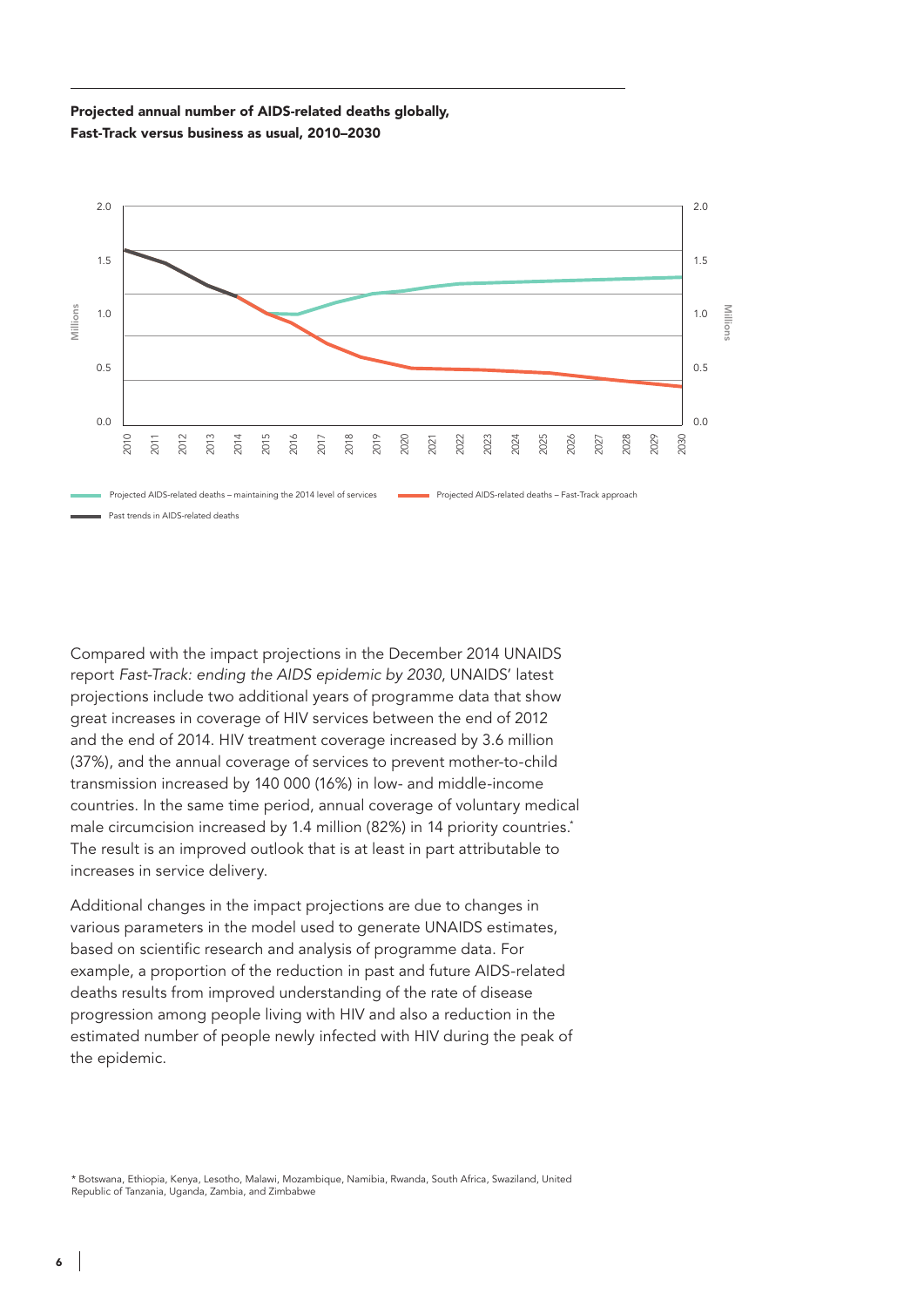**Projected annual number of AIDS-related deaths globally, Fast-Track versus business as usual, 2010–2030**

Compared with the impact projections in the December 2014 UNAIDS report *Fast-Track: ending the AIDS epidemic by 2030*, UNAIDS' latest projections include two additional years of programme data that show great increases in coverage of HIV services between the end of 2012 and the end of 2014. HIV treatment coverage increased by 3.6 million (37%), and the annual coverage of services to prevent mother-to-child transmission increased by 140 000 (16%) in low- and middle-income countries. In the same time period, annual coverage of voluntary medical male circumcision increased by 1.4 million (82%) in 14 priority countries.* The result is an improved outlook that is at least in part attributable to increases in service delivery.

Additional changes in the impact projections are due to changes in various parameters in the model used to generate UNAIDS estimates, based on scientific research and analysis of programme data. For example, a proportion of the reduction in past and future AIDS-related deaths results from improved understanding of the rate of disease progression among people living with HIV and also a reduction in the estimated number of people newly infected with HIV during the peak of the epidemic.

\* Botswana, Ethiopia, Kenya, Lesotho, Malawi, Mozambique, Namibia, Rwanda, South Africa, Swaziland, United Republic of Tanzania, Uganda, Zambia, and Zimbabwe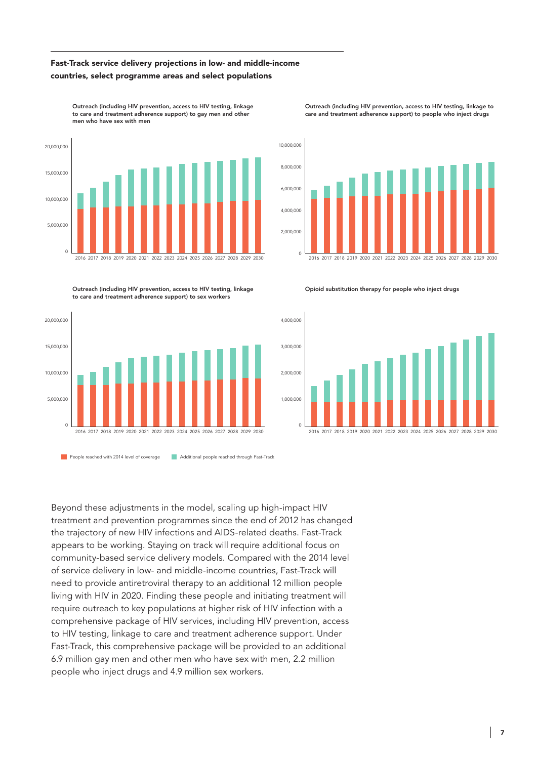### Fast-Track service delivery projections in low- and middle-income countries, select programme areas and select populations

**Outreach (including HIV prevention, access to HIV testing, linkage to care and treatment adherence support) to gay men and other men who have sex with men**

**Outreach (including HIV prevention, access to HIV testing, linkage to care and treatment adherence support) to people who inject drugs**

**Outreach (including HIV prevention, access to HIV testing, linkage to care and treatment adherence support) to sex workers**

**Opioid substitution therapy for people who inject drugs**

People reached with 2014 level of coverage | Additional people reached through Fast-Track

Beyond these adjustments in the model, scaling up high-impact HIV treatment and prevention programmes since the end of 2012 has changed the trajectory of new HIV infections and AIDS-related deaths. Fast-Track appears to be working. Staying on track will require additional focus on community-based service delivery models. Compared with the 2014 level of service delivery in low- and middle-income countries, Fast-Track will need to provide antiretroviral therapy to an additional 12 million people living with HIV in 2020. Finding these people and initiating treatment will require outreach to key populations at higher risk of HIV infection with a comprehensive package of HIV services, including HIV prevention, access to HIV testing, linkage to care and treatment adherence support. Under Fast-Track, this comprehensive package will be provided to an additional 6.9 million gay men and other men who have sex with men, 2.2 million people who inject drugs and 4.9 million sex workers.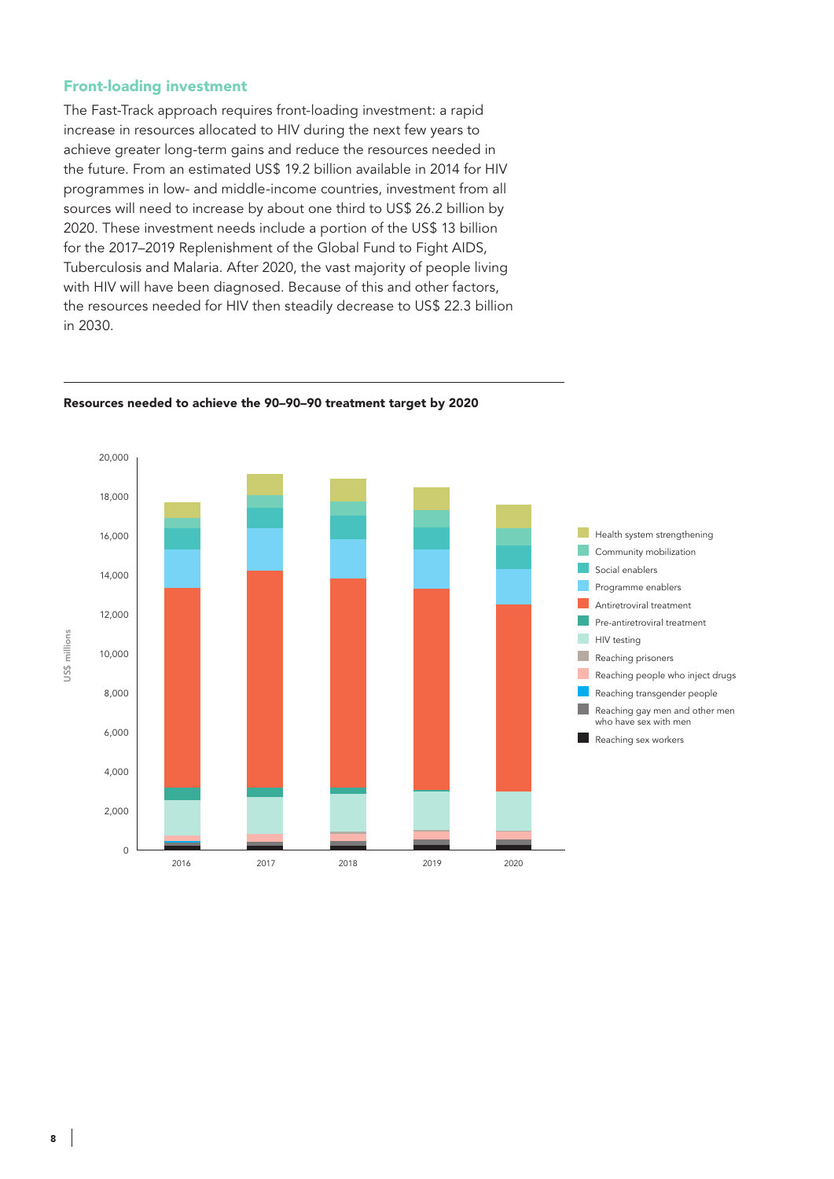## Front-loading investment

The Fast-Track approach requires front-loading investment: a rapid increase in resources allocated to HIV during the next few years to achieve greater long-term gains and reduce the resources needed in the future. From an estimated US$ 19.2 billion available in 2014 for HIV programmes in low- and middle-income countries, investment from all sources will need to increase by about one third to US$ 26.2 billion by 2020. These investment needs include a portion of the US$ 13 billion for the 2017–2019 Replenishment of the Global Fund to Fight AIDS, Tuberculosis and Malaria. After 2020, the vast majority of people living with HIV will have been diagnosed. Because of this and other factors, the resources needed for HIV then steadily decrease to US$ 22.3 billion in 2030.

**Resources needed to achieve the 90–90–90 treatment target by 2020**

US$ millions

20,000
18,000
16,000
14,000
12,000
10,000
8,000
6,000
4,000
2,000
0

2016 2017 2018 2019 2020

- Health system strengthening
- Community mobilization
- Social enablers
- Programme enablers
- Antiretroviral treatment
- Pre-antiretroviral treatment
- HIV testing
- Reaching prisoners
- Reaching people who inject drugs
- Reaching transgender people
- Reaching gay men and other men who have sex with men
- Reaching sex workers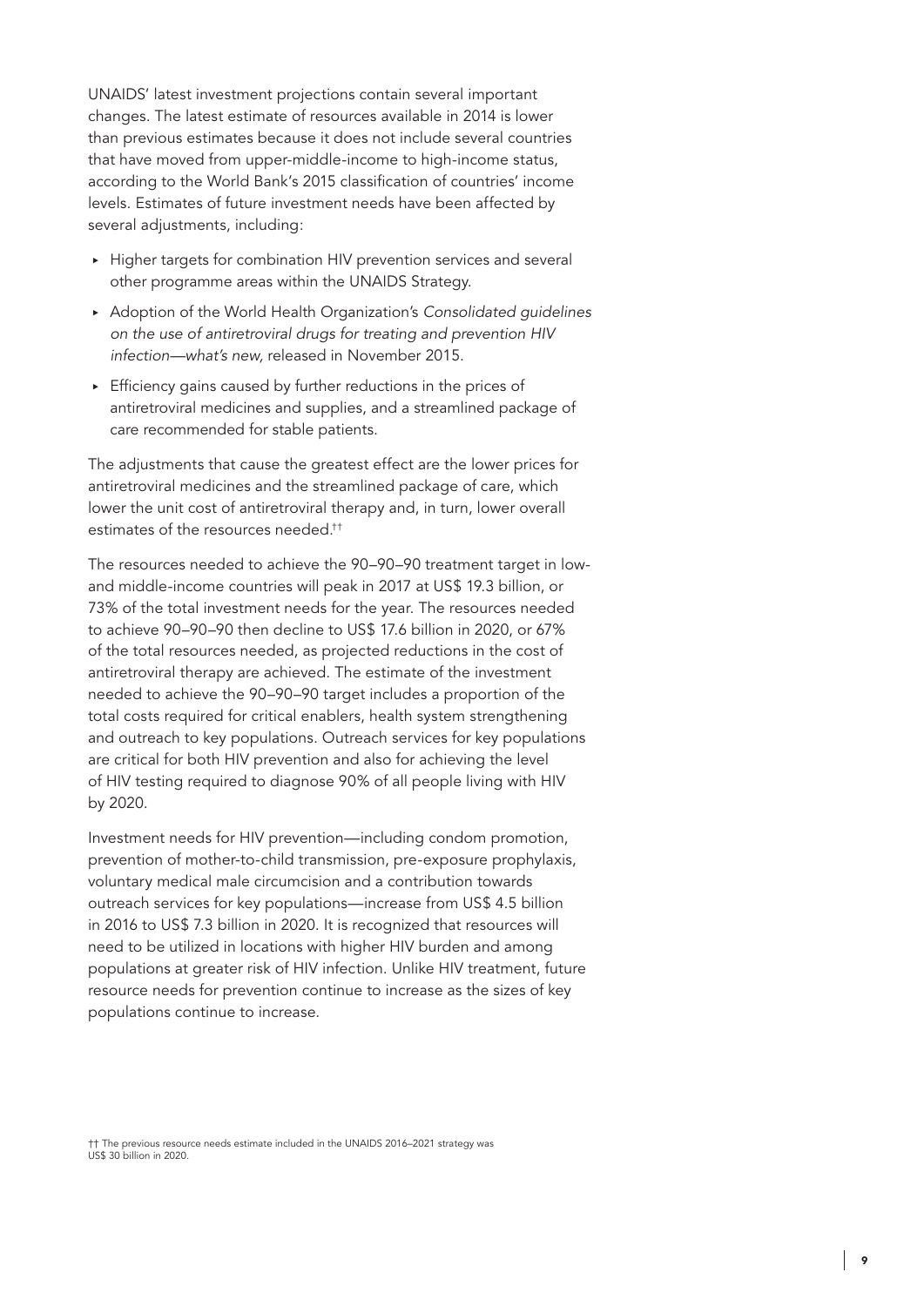UNAIDS' latest investment projections contain several important changes. The latest estimate of resources available in 2014 is lower than previous estimates because it does not include several countries that have moved from upper-middle-income to high-income status, according to the World Bank's 2015 classification of countries' income levels. Estimates of future investment needs have been affected by several adjustments, including:

- Higher targets for combination HIV prevention services and several other programme areas within the UNAIDS Strategy.
- Adoption of the World Health Organization's *Consolidated guidelines on the use of antiretroviral drugs for treating and prevention HIV infection—what's new,* released in November 2015.
- Efficiency gains caused by further reductions in the prices of antiretroviral medicines and supplies, and a streamlined package of care recommended for stable patients.

The adjustments that cause the greatest effect are the lower prices for antiretroviral medicines and the streamlined package of care, which lower the unit cost of antiretroviral therapy and, in turn, lower overall estimates of the resources needed.[††]

The resources needed to achieve the 90–90–90 treatment target in low- and middle-income countries will peak in 2017 at US$ 19.3 billion, or 73% of the total investment needs for the year. The resources needed to achieve 90–90–90 then decline to US$ 17.6 billion in 2020, or 67% of the total resources needed, as projected reductions in the cost of antiretroviral therapy are achieved. The estimate of the investment needed to achieve the 90–90–90 target includes a proportion of the total costs required for critical enablers, health system strengthening and outreach to key populations. Outreach services for key populations are critical for both HIV prevention and also for achieving the level of HIV testing required to diagnose 90% of all people living with HIV by 2020.

Investment needs for HIV prevention—including condom promotion, prevention of mother-to-child transmission, pre-exposure prophylaxis, voluntary medical male circumcision and a contribution towards outreach services for key populations—increase from US$ 4.5 billion in 2016 to US$ 7.3 billion in 2020. It is recognized that resources will need to be utilized in locations with higher HIV burden and among populations at greater risk of HIV infection. Unlike HIV treatment, future resource needs for prevention continue to increase as the sizes of key populations continue to increase.

†† The previous resource needs estimate included in the UNAIDS 2016–2021 strategy was US$ 30 billion in 2020.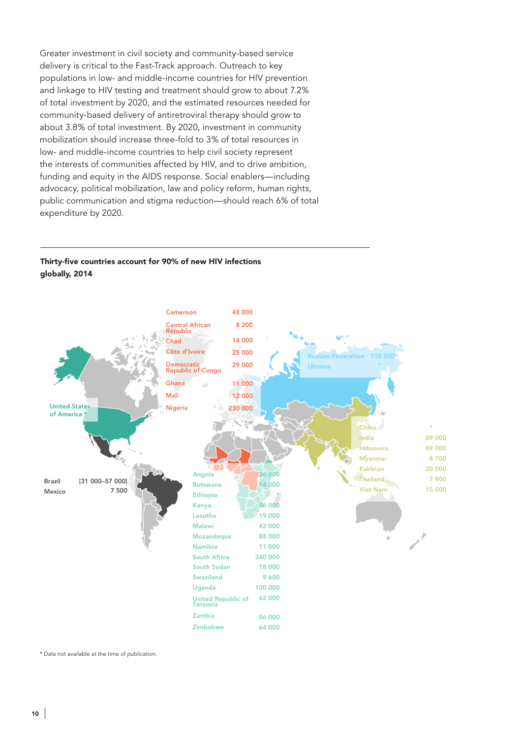Greater investment in civil society and community-based service delivery is critical to the Fast-Track approach. Outreach to key populations in low- and middle-income countries for HIV prevention and linkage to HIV testing and treatment should grow to about 7.2% of total investment by 2020, and the estimated resources needed for community-based delivery of antiretroviral therapy should grow to about 3.8% of total investment. By 2020, investment in community mobilization should increase three-fold to 3% of total resources in low- and middle-income countries to help civil society represent the interests of communities affected by HIV, and to drive ambition, funding and equity in the AIDS response. Social enablers—including advocacy, political mobilization, law and policy reform, human rights, public communication and stigma reduction—should reach 6% of total expenditure by 2020.

**Thirty-five countries account for 90% of new HIV infections globally, 2014**

| Country | New HIV infections |
|---|---|
| Cameroon | 48 000 |
| Central African Republic | 8 200 |
| Chad | 14 000 |
| Côte d'Ivoire | 25 000 |
| Democratic Republic of Congo | 29 000 |
| Ghana | 11 000 |
| Mali | 12 000 |
| Nigeria | 230 000 |
| Russian Federation | 110 000 |
| Ukraine | * |
| United States of America | * |
| Brazil | [31 000–57 000] |
| Mexico | 7 500 |
| Angola | 26 000 |
| Botswana | 14 000 |
| Ethiopia | * |
| Kenya | 56 000 |
| Lesotho | 19 000 |
| Malawi | 42 000 |
| Mozambique | 88 000 |
| Namibia | 11 000 |
| South Africa | 340 000 |
| South Sudan | 18 000 |
| Swaziland | 9 600 |
| Uganda | 100 000 |
| United Republic of Tanzania | 62 000 |
| Zambia | 56 000 |
| Zimbabwe | 64 000 |
| China | * |
| India | 89 000 |
| Indonesia | 69 000 |
| Myanmar | 8 700 |
| Pakistan | 20 000 |
| Thailand | 7 900 |
| Viet Nam | 15 000 |

\* Data not available at the time of publication.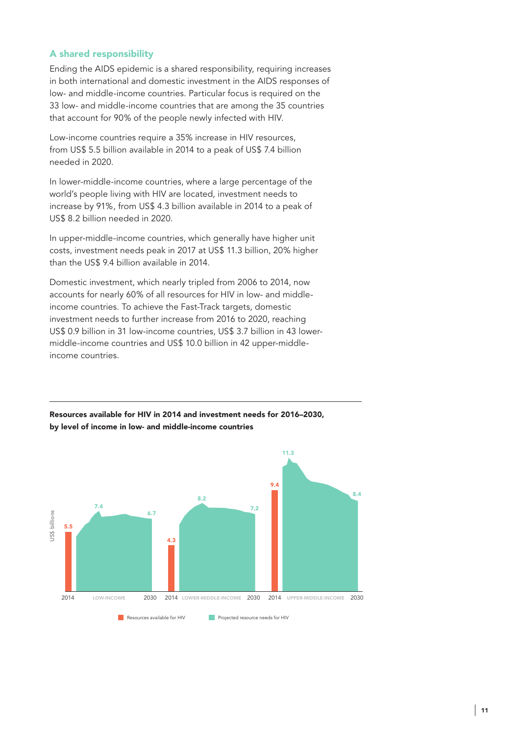## A shared responsibility

Ending the AIDS epidemic is a shared responsibility, requiring increases in both international and domestic investment in the AIDS responses of low- and middle-income countries. Particular focus is required on the 33 low- and middle-income countries that are among the 35 countries that account for 90% of the people newly infected with HIV.

Low-income countries require a 35% increase in HIV resources, from US$ 5.5 billion available in 2014 to a peak of US$ 7.4 billion needed in 2020.

In lower-middle-income countries, where a large percentage of the world's people living with HIV are located, investment needs to increase by 91%, from US$ 4.3 billion available in 2014 to a peak of US$ 8.2 billion needed in 2020.

In upper-middle-income countries, which generally have higher unit costs, investment needs peak in 2017 at US$ 11.3 billion, 20% higher than the US$ 9.4 billion available in 2014.

Domestic investment, which nearly tripled from 2006 to 2014, now accounts for nearly 60% of all resources for HIV in low- and middle-income countries. To achieve the Fast-Track targets, domestic investment needs to further increase from 2016 to 2020, reaching US$ 0.9 billion in 31 low-income countries, US$ 3.7 billion in 43 lower-middle-income countries and US$ 10.0 billion in 42 upper-middle-income countries.

**Resources available for HIV in 2014 and investment needs for 2016–2030, by level of income in low- and middle-income countries**

| Income level | Resources available for HIV, 2014 (US$ billions) | Peak projected resource needs (US$ billions) | Projected resource needs, 2030 (US$ billions) |
|---|---|---|---|
| Low-income | 5.5 | 7.4 | 6.7 |
| Lower-middle-income | 4.3 | 8.2 | 7.2 |
| Upper-middle-income | 9.4 | 11.3 | 8.4 |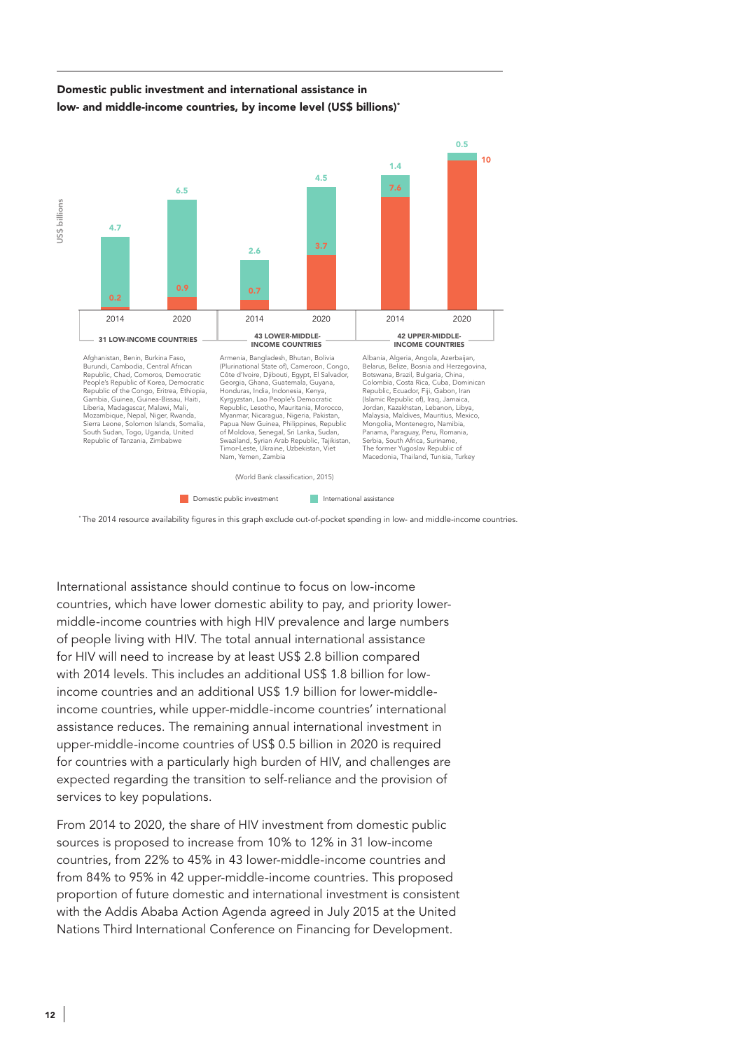**Domestic public investment and international assistance in low- and middle-income countries, by income level (US$ billions)***

| Income group | Year | Domestic public investment | International assistance |
|---|---|---|---|
| 31 LOW-INCOME COUNTRIES | 2014 | 0.2 | 4.7 |
| | 2020 | 0.9 | 6.5 |
| 43 LOWER-MIDDLE-INCOME COUNTRIES | 2014 | 0.7 | 2.6 |
| | 2020 | 3.7 | 4.5 |
| 42 UPPER-MIDDLE-INCOME COUNTRIES | 2014 | 7.6 | 1.4 |
| | 2020 | 10 | 0.5 |

**31 LOW-INCOME COUNTRIES:** Afghanistan, Benin, Burkina Faso, Burundi, Cambodia, Central African Republic, Chad, Comoros, Democratic People's Republic of Korea, Democratic Republic of the Congo, Eritrea, Ethiopia, Gambia, Guinea, Guinea-Bissau, Haiti, Liberia, Madagascar, Malawi, Mali, Mozambique, Nepal, Niger, Rwanda, Sierra Leone, Solomon Islands, Somalia, South Sudan, Togo, Uganda, United Republic of Tanzania, Zimbabwe

**43 LOWER-MIDDLE-INCOME COUNTRIES:** Armenia, Bangladesh, Bhutan, Bolivia (Plurinational State of), Cameroon, Congo, Côte d'Ivoire, Djibouti, Egypt, El Salvador, Georgia, Ghana, Guatemala, Guyana, Honduras, India, Indonesia, Kenya, Kyrgyzstan, Lao People's Democratic Republic, Lesotho, Mauritania, Morocco, Myanmar, Nicaragua, Nigeria, Pakistan, Papua New Guinea, Philippines, Republic of Moldova, Senegal, Sri Lanka, Sudan, Swaziland, Syrian Arab Republic, Tajikistan, Timor-Leste, Ukraine, Uzbekistan, Viet Nam, Yemen, Zambia

**42 UPPER-MIDDLE-INCOME COUNTRIES:** Albania, Algeria, Angola, Azerbaijan, Belarus, Belize, Bosnia and Herzegovina, Botswana, Brazil, Bulgaria, China, Colombia, Costa Rica, Cuba, Dominican Republic, Ecuador, Fiji, Gabon, Iran (Islamic Republic of), Iraq, Jamaica, Jordan, Kazakhstan, Lebanon, Libya, Malaysia, Maldives, Mauritius, Mexico, Mongolia, Montenegro, Namibia, Panama, Paraguay, Peru, Romania, Serbia, South Africa, Suriname, The former Yugoslav Republic of Macedonia, Thailand, Tunisia, Turkey

(World Bank classification, 2015)

*The 2014 resource availability figures in this graph exclude out-of-pocket spending in low- and middle-income countries.

International assistance should continue to focus on low-income countries, which have lower domestic ability to pay, and priority lower-middle-income countries with high HIV prevalence and large numbers of people living with HIV. The total annual international assistance for HIV will need to increase by at least US$ 2.8 billion compared with 2014 levels. This includes an additional US$ 1.8 billion for low-income countries and an additional US$ 1.9 billion for lower-middle-income countries, while upper-middle-income countries' international assistance reduces. The remaining annual international investment in upper-middle-income countries of US$ 0.5 billion in 2020 is required for countries with a particularly high burden of HIV, and challenges are expected regarding the transition to self-reliance and the provision of services to key populations.

From 2014 to 2020, the share of HIV investment from domestic public sources is proposed to increase from 10% to 12% in 31 low-income countries, from 22% to 45% in 43 lower-middle-income countries and from 84% to 95% in 42 upper-middle-income countries. This proposed proportion of future domestic and international investment is consistent with the Addis Ababa Action Agenda agreed in July 2015 at the United Nations Third International Conference on Financing for Development.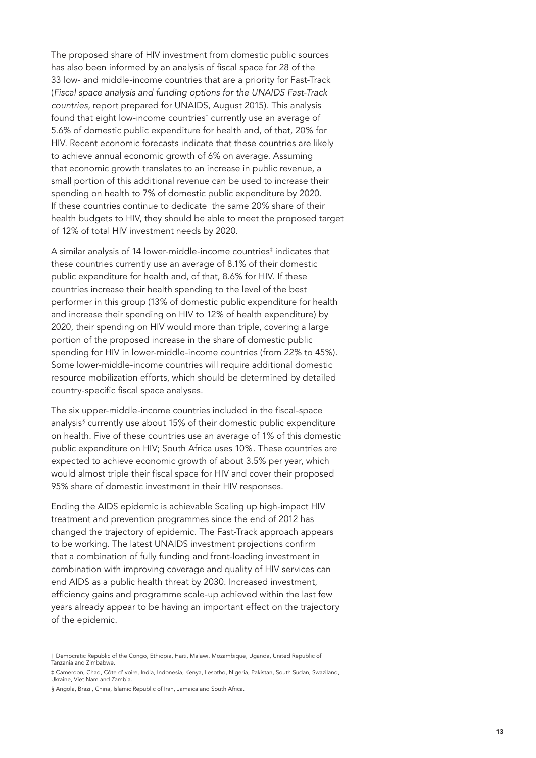The proposed share of HIV investment from domestic public sources has also been informed by an analysis of fiscal space for 28 of the 33 low- and middle-income countries that are a priority for Fast-Track (*Fiscal space analysis and funding options for the UNAIDS Fast-Track countries*, report prepared for UNAIDS, August 2015). This analysis found that eight low-income countries[†] currently use an average of 5.6% of domestic public expenditure for health and, of that, 20% for HIV. Recent economic forecasts indicate that these countries are likely to achieve annual economic growth of 6% on average. Assuming that economic growth translates to an increase in public revenue, a small portion of this additional revenue can be used to increase their spending on health to 7% of domestic public expenditure by 2020. If these countries continue to dedicate the same 20% share of their health budgets to HIV, they should be able to meet the proposed target of 12% of total HIV investment needs by 2020.

A similar analysis of 14 lower-middle-income countries[‡] indicates that these countries currently use an average of 8.1% of their domestic public expenditure for health and, of that, 8.6% for HIV. If these countries increase their health spending to the level of the best performer in this group (13% of domestic public expenditure for health and increase their spending on HIV to 12% of health expenditure) by 2020, their spending on HIV would more than triple, covering a large portion of the proposed increase in the share of domestic public spending for HIV in lower-middle-income countries (from 22% to 45%). Some lower-middle-income countries will require additional domestic resource mobilization efforts, which should be determined by detailed country-specific fiscal space analyses.

The six upper-middle-income countries included in the fiscal-space analysis[§] currently use about 15% of their domestic public expenditure on health. Five of these countries use an average of 1% of this domestic public expenditure on HIV; South Africa uses 10%. These countries are expected to achieve economic growth of about 3.5% per year, which would almost triple their fiscal space for HIV and cover their proposed 95% share of domestic investment in their HIV responses.

Ending the AIDS epidemic is achievable Scaling up high-impact HIV treatment and prevention programmes since the end of 2012 has changed the trajectory of epidemic. The Fast-Track approach appears to be working. The latest UNAIDS investment projections confirm that a combination of fully funding and front-loading investment in combination with improving coverage and quality of HIV services can end AIDS as a public health threat by 2030. Increased investment, efficiency gains and programme scale-up achieved within the last few years already appear to be having an important effect on the trajectory of the epidemic.

† Democratic Republic of the Congo, Ethiopia, Haiti, Malawi, Mozambique, Uganda, United Republic of Tanzania and Zimbabwe.

‡ Cameroon, Chad, Côte d'Ivoire, India, Indonesia, Kenya, Lesotho, Nigeria, Pakistan, South Sudan, Swaziland, Ukraine, Viet Nam and Zambia.

§ Angola, Brazil, China, Islamic Republic of Iran, Jamaica and South Africa.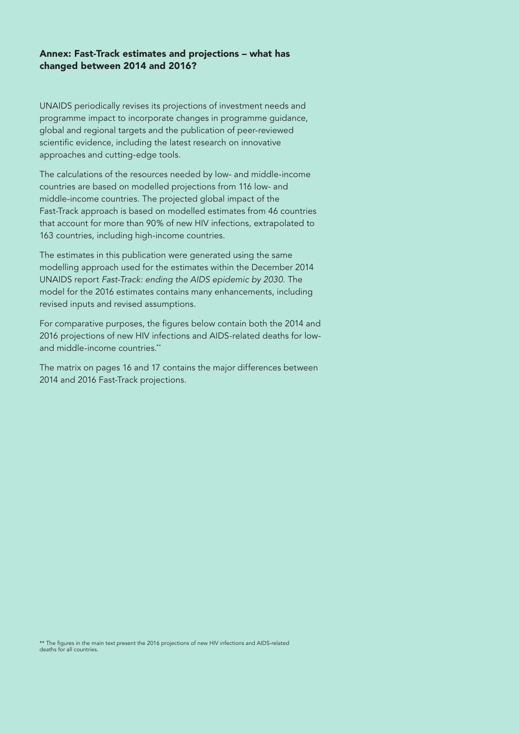## Annex: Fast-Track estimates and projections – what has changed between 2014 and 2016?

UNAIDS periodically revises its projections of investment needs and programme impact to incorporate changes in programme guidance, global and regional targets and the publication of peer-reviewed scientific evidence, including the latest research on innovative approaches and cutting-edge tools.

The calculations of the resources needed by low- and middle-income countries are based on modelled projections from 116 low- and middle-income countries. The projected global impact of the Fast-Track approach is based on modelled estimates from 46 countries that account for more than 90% of new HIV infections, extrapolated to 163 countries, including high-income countries.

The estimates in this publication were generated using the same modelling approach used for the estimates within the December 2014 UNAIDS report *Fast-Track: ending the AIDS epidemic by 2030*. The model for the 2016 estimates contains many enhancements, including revised inputs and revised assumptions.

For comparative purposes, the figures below contain both the 2014 and 2016 projections of new HIV infections and AIDS-related deaths for low- and middle-income countries.**

The matrix on pages 16 and 17 contains the major differences between 2014 and 2016 Fast-Track projections.

** The figures in the main text present the 2016 projections of new HIV infections and AIDS-related deaths for all countries.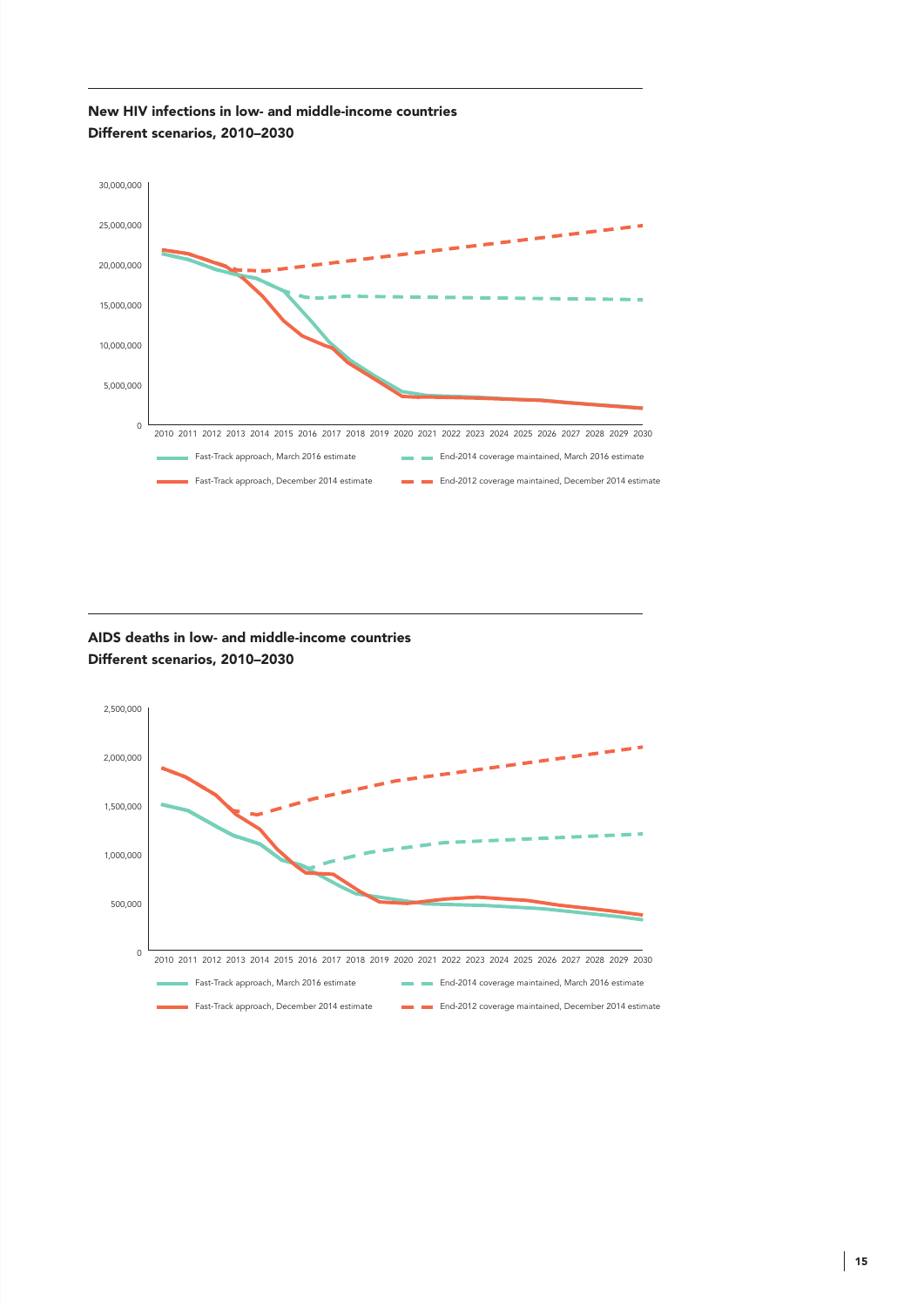**New HIV infections in low- and middle-income countries**
**Different scenarios, 2010–2030**

30,000,000
25,000,000
20,000,000
15,000,000
10,000,000
5,000,000
0

2010 2011 2012 2013 2014 2015 2016 2017 2018 2019 2020 2021 2022 2023 2024 2025 2026 2027 2028 2029 2030

Fast-Track approach, March 2016 estimate
End-2014 coverage maintained, March 2016 estimate
Fast-Track approach, December 2014 estimate
End-2012 coverage maintained, December 2014 estimate

**AIDS deaths in low- and middle-income countries**
**Different scenarios, 2010–2030**

2,500,000
2,000,000
1,500,000
1,000,000
500,000
0

2010 2011 2012 2013 2014 2015 2016 2017 2018 2019 2020 2021 2022 2023 2024 2025 2026 2027 2028 2029 2030

Fast-Track approach, March 2016 estimate
End-2014 coverage maintained, March 2016 estimate
Fast-Track approach, December 2014 estimate
End-2012 coverage maintained, December 2014 estimate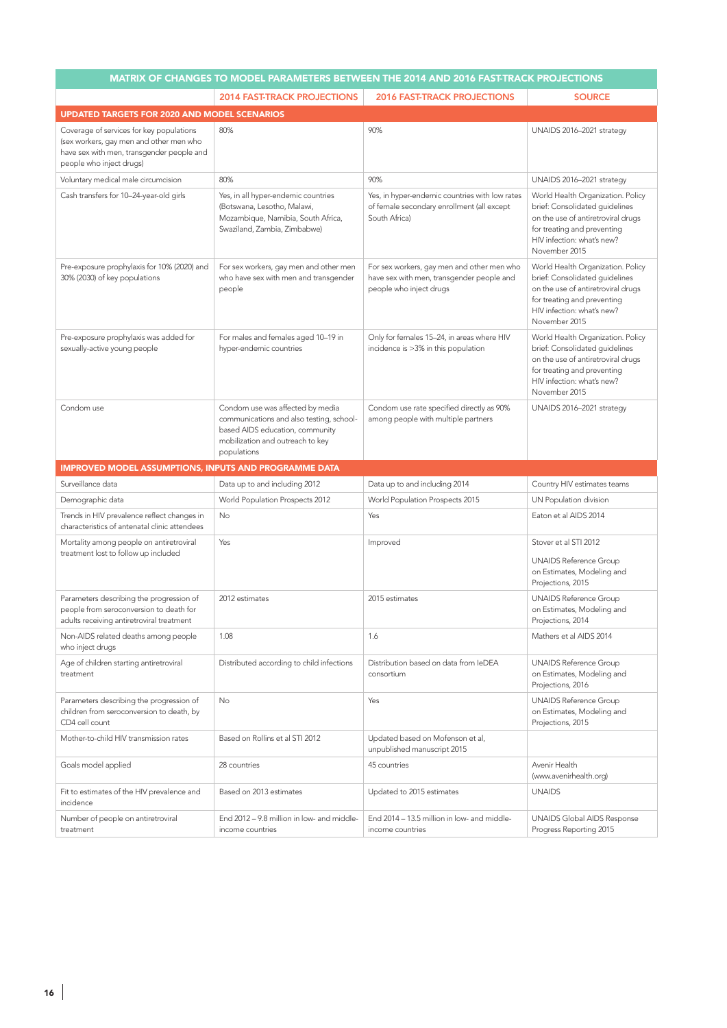| MATRIX OF CHANGES TO MODEL PARAMETERS BETWEEN THE 2014 AND 2016 FAST-TRACK PROJECTIONS | | | |
|---|---|---|---|
| | 2014 FAST-TRACK PROJECTIONS | 2016 FAST-TRACK PROJECTIONS | SOURCE |
| **UPDATED TARGETS FOR 2020 AND MODEL SCENARIOS** | | | |
| Coverage of services for key populations (sex workers, gay men and other men who have sex with men, transgender people and people who inject drugs) | 80% | 90% | UNAIDS 2016–2021 strategy |
| Voluntary medical male circumcision | 80% | 90% | UNAIDS 2016–2021 strategy |
| Cash transfers for 10–24-year-old girls | Yes, in all hyper-endemic countries (Botswana, Lesotho, Malawi, Mozambique, Namibia, South Africa, Swaziland, Zambia, Zimbabwe) | Yes, in hyper-endemic countries with low rates of female secondary enrollment (all except South Africa) | World Health Organization. Policy brief: Consolidated guidelines on the use of antiretroviral drugs for treating and preventing HIV infection: what's new? November 2015 |
| Pre-exposure prophylaxis for 10% (2020) and 30% (2030) of key populations | For sex workers, gay men and other men who have sex with men and transgender people | For sex workers, gay men and other men who have sex with men, transgender people and people who inject drugs | World Health Organization. Policy brief: Consolidated guidelines on the use of antiretroviral drugs for treating and preventing HIV infection: what's new? November 2015 |
| Pre-exposure prophylaxis was added for sexually-active young people | For males and females aged 10–19 in hyper-endemic countries | Only for females 15–24, in areas where HIV incidence is >3% in this population | World Health Organization. Policy brief: Consolidated guidelines on the use of antiretroviral drugs for treating and preventing HIV infection: what's new? November 2015 |
| Condom use | Condom use was affected by media communications and also testing, school-based AIDS education, community mobilization and outreach to key populations | Condom use rate specified directly as 90% among people with multiple partners | UNAIDS 2016–2021 strategy |
| **IMPROVED MODEL ASSUMPTIONS, INPUTS AND PROGRAMME DATA** | | | |
| Surveillance data | Data up to and including 2012 | Data up to and including 2014 | Country HIV estimates teams |
| Demographic data | World Population Prospects 2012 | World Population Prospects 2015 | UN Population division |
| Trends in HIV prevalence reflect changes in characteristics of antenatal clinic attendees | No | Yes | Eaton et al AIDS 2014 |
| Mortality among people on antiretroviral treatment lost to follow up included | Yes | Improved | Stover et al STI 2012<br><br>UNAIDS Reference Group on Estimates, Modeling and Projections, 2015 |
| Parameters describing the progression of people from seroconversion to death for adults receiving antiretroviral treatment | 2012 estimates | 2015 estimates | UNAIDS Reference Group on Estimates, Modeling and Projections, 2014 |
| Non-AIDS related deaths among people who inject drugs | 1.08 | 1.6 | Mathers et al AIDS 2014 |
| Age of children starting antiretroviral treatment | Distributed according to child infections | Distribution based on data from IeDEA consortium | UNAIDS Reference Group on Estimates, Modeling and Projections, 2016 |
| Parameters describing the progression of children from seroconversion to death, by CD4 cell count | No | Yes | UNAIDS Reference Group on Estimates, Modeling and Projections, 2015 |
| Mother-to-child HIV transmission rates | Based on Rollins et al STI 2012 | Updated based on Mofenson et al, unpublished manuscript 2015 | |
| Goals model applied | 28 countries | 45 countries | Avenir Health (www.avenirhealth.org) |
| Fit to estimates of the HIV prevalence and incidence | Based on 2013 estimates | Updated to 2015 estimates | UNAIDS |
| Number of people on antiretroviral treatment | End 2012 – 9.8 million in low- and middle-income countries | End 2014 – 13.5 million in low- and middle-income countries | UNAIDS Global AIDS Response Progress Reporting 2015 |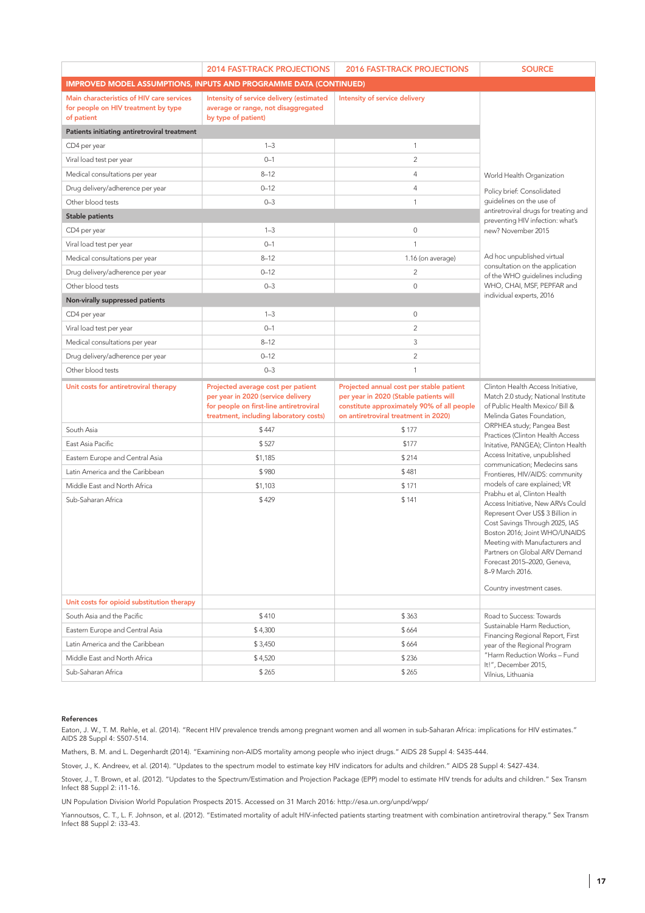| | 2014 FAST-TRACK PROJECTIONS | 2016 FAST-TRACK PROJECTIONS | SOURCE |
|---|---|---|---|
| **IMPROVED MODEL ASSUMPTIONS, INPUTS AND PROGRAMME DATA (CONTINUED)** | | | |
| Main characteristics of HIV care services for people on HIV treatment by type of patient | Intensity of service delivery (estimated average or range, not disaggregated by type of patient) | Intensity of service delivery | World Health Organization<br><br>Policy brief: Consolidated guidelines on the use of antiretroviral drugs for treating and preventing HIV infection: what's new? November 2015<br><br>Ad hoc unpublished virtual consultation on the application of the WHO guidelines including WHO, CHAI, MSF, PEPFAR and individual experts, 2016 |
| **Patients initiating antiretroviral treatment** | | | |
| CD4 per year | 1–3 | 1 | |
| Viral load test per year | 0–1 | 2 | |
| Medical consultations per year | 8–12 | 4 | |
| Drug delivery/adherence per year | 0–12 | 4 | |
| Other blood tests | 0–3 | 1 | |
| **Stable patients** | | | |
| CD4 per year | 1–3 | 0 | |
| Viral load test per year | 0–1 | 1 | |
| Medical consultations per year | 8–12 | 1.16 (on average) | |
| Drug delivery/adherence per year | 0–12 | 2 | |
| Other blood tests | 0–3 | 0 | |
| **Non-virally suppressed patients** | | | |
| CD4 per year | 1–3 | 0 | |
| Viral load test per year | 0–1 | 2 | |
| Medical consultations per year | 8–12 | 3 | |
| Drug delivery/adherence per year | 0–12 | 2 | |
| Other blood tests | 0–3 | 1 | |
| Unit costs for antiretroviral therapy | Projected average cost per patient per year in 2020 (service delivery for people on first-line antiretroviral treatment, including laboratory costs) | Projected annual cost per stable patient per year in 2020 (Stable patients will constitute approximately 90% of all people on antiretroviral treatment in 2020) | Clinton Health Access Initiative, Match 2.0 study; National Institute of Public Health Mexico/ Bill & Melinda Gates Foundation, ORPHEA study; Pangea Best Practices (Clinton Health Access Initative, PANGEA); Clinton Health Access Initative, unpublished communication; Medecins sans Frontieres, HIV/AIDS: community models of care explained; VR Prabhu et al, Clinton Health Access Initiative, New ARVs Could Represent Over US$ 3 Billion in Cost Savings Through 2025, IAS Boston 2016; Joint WHO/UNAIDS Meeting with Manufacturers and Partners on Global ARV Demand Forecast 2015–2020, Geneva, 8–9 March 2016.<br><br>Country investment cases. |
| South Asia | $ 447 | $ 177 | |
| East Asia Pacific | $ 527 | $177 | |
| Eastern Europe and Central Asia | $1,185 | $ 214 | |
| Latin America and the Caribbean | $ 980 | $ 481 | |
| Middle East and North Africa | $1,103 | $ 171 | |
| Sub-Saharan Africa | $ 429 | $ 141 | |
| Unit costs for opioid substitution therapy | | | Road to Success: Towards Sustainable Harm Reduction, Financing Regional Report, First year of the Regional Program "Harm Reduction Works – Fund It!", December 2015, Vilnius, Lithuania |
| South Asia and the Pacific | $ 410 | $ 363 | |
| Eastern Europe and Central Asia | $ 4,300 | $ 664 | |
| Latin America and the Caribbean | $ 3,450 | $ 664 | |
| Middle East and North Africa | $ 4,520 | $ 236 | |
| Sub-Saharan Africa | $ 265 | $ 265 | |

**References**

Eaton, J. W., T. M. Rehle, et al. (2014). "Recent HIV prevalence trends among pregnant women and all women in sub-Saharan Africa: implications for HIV estimates." AIDS 28 Suppl 4: S507-514.

Mathers, B. M. and L. Degenhardt (2014). "Examining non-AIDS mortality among people who inject drugs." AIDS 28 Suppl 4: S435-444.

Stover, J., K. Andreev, et al. (2014). "Updates to the spectrum model to estimate key HIV indicators for adults and children." AIDS 28 Suppl 4: S427-434.

Stover, J., T. Brown, et al. (2012). "Updates to the Spectrum/Estimation and Projection Package (EPP) model to estimate HIV trends for adults and children." Sex Transm Infect 88 Suppl 2: i11-16.

UN Population Division World Population Prospects 2015. Accessed on 31 March 2016: http://esa.un.org/unpd/wpp/

Yiannoutsos, C. T., L. F. Johnson, et al. (2012). "Estimated mortality of adult HIV-infected patients starting treatment with combination antiretroviral therapy." Sex Transm Infect 88 Suppl 2: i33-43.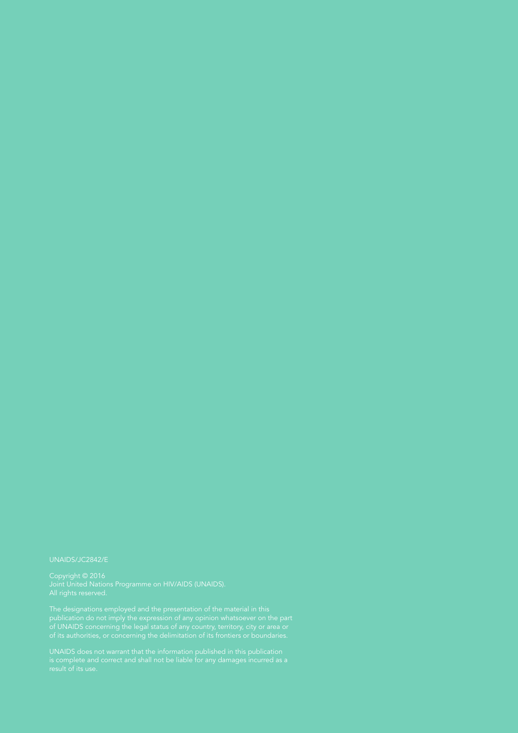UNAIDS/JC2842/E

Copyright © 2016
Joint United Nations Programme on HIV/AIDS (UNAIDS).
All rights reserved.

The designations employed and the presentation of the material in this publication do not imply the expression of any opinion whatsoever on the part of UNAIDS concerning the legal status of any country, territory, city or area or of its authorities, or concerning the delimitation of its frontiers or boundaries.

UNAIDS does not warrant that the information published in this publication is complete and correct and shall not be liable for any damages incurred as a result of its use.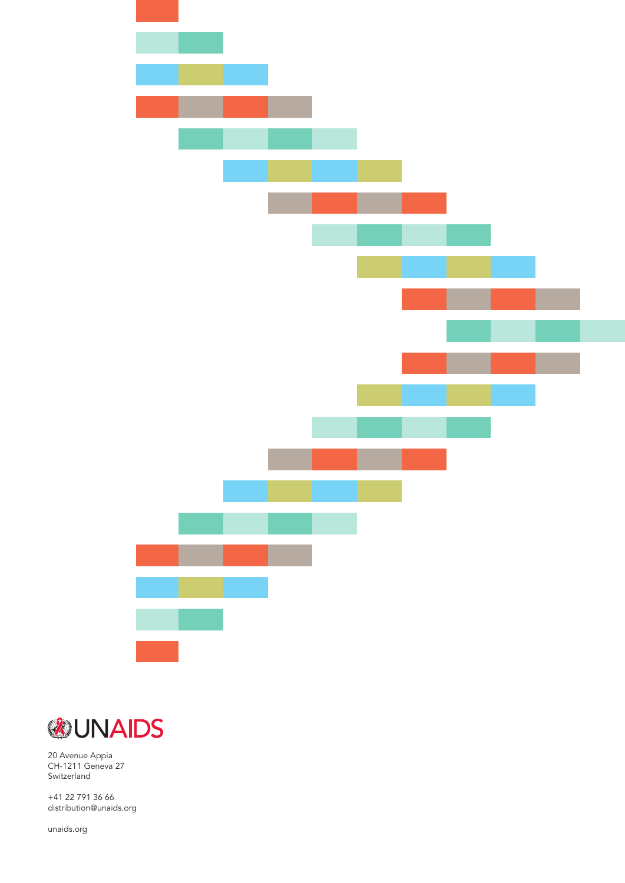UNAIDS

20 Avenue Appia
CH-1211 Geneva 27
Switzerland

+41 22 791 36 66
distribution@unaids.org

unaids.org